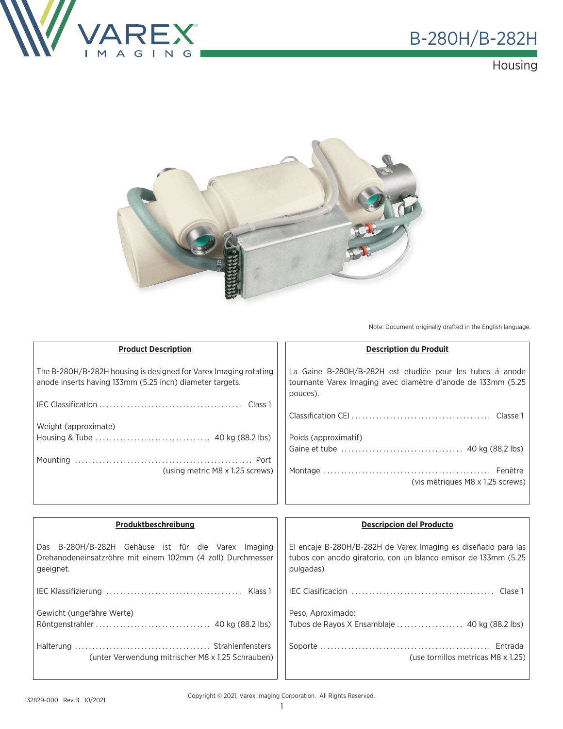# B-280H/B-282H

## Housing

Note: Document originally drafted in the English language.

### Product Description

The B-280H/B-282H housing is designed for Varex Imaging rotating anode inserts having 133mm (5.25 inch) diameter targets.

IEC Classification ........................................ Class 1

Weight (approximate)
Housing & Tube ................................ 40 kg (88.2 lbs)

Mounting .................................................. Port
(using metric M8 x 1.25 screws)

### Description du Produit

La Gaine B-280H/B-282H est etudiée pour les tubes á anode tournante Varex Imaging avec diamètre d'anode de 133mm (5.25 pouces).

Classification CEI ....................................... Classe 1

Poids (approximatif)
Gaine et tube .................................. 40 kg (88,2 lbs)

Montage ............................................... Fenêtre
(vis mêtriques M8 x 1,25 screws)

### Produktbeschreibung

Das B-280H/B-282H Gehäuse ist für die Varex Imaging Drehanodeneinsatzröhre mit einem 102mm (4 zoll) Durchmesser geeignet.

IEC Klassifizierung ...................................... Klass 1

Gewicht (ungefähre Werte)
Röntgenstrahler ................................ 40 kg (88.2 lbs)

Halterung ...................................... Strahlenfensters
(unter Verwendung mitrischer M8 x 1.25 Schrauben)

### Descripcion del Producto

El encaje B-280H/B-282H de Varex Imaging es diseñado para las tubos con anodo giratorio, con un blanco emisor de 133mm (5.25 pulgadas)

IEC Clasificacion ........................................ Clase 1

Peso, Aproximado:
Tubos de Rayos X Ensamblaje .................. 40 kg (88.2 lbs)

Soporte ................................................ Entrada
(use tornillos metricas M8 x 1.25)

132829-000 Rev B 10/2021

Copyright © 2021, Varex Imaging Corporation. All Rights Reserved.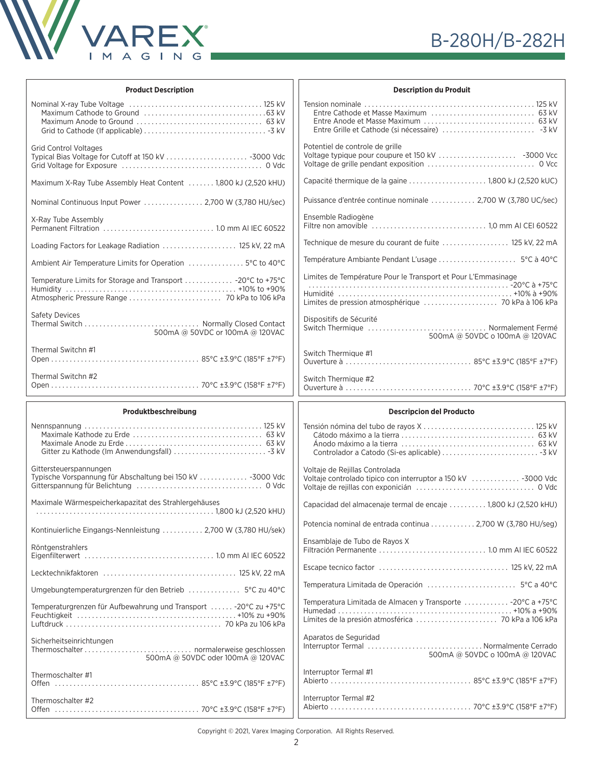## Product Description

| | |
|---|---|
| Nominal X-ray Tube Voltage | 125 kV |
| Maximum Cathode to Ground | 63 kV |
| Maximum Anode to Ground | 63 kV |
| Grid to Cathode (If applicable) | -3 kV |

Grid Control Voltages

| | |
|---|---|
| Typical Bias Voltage for Cutoff at 150 kV | -3000 Vdc |
| Grid Voltage for Exposure | 0 Vdc |

| | |
|---|---|
| Maximum X-Ray Tube Assembly Heat Content | 1,800 kJ (2,520 kHU) |
| Nominal Continuous Input Power | 2,700 W (3,780 HU/sec) |

X-Ray Tube Assembly

| | |
|---|---|
| Permanent Filtration | 1.0 mm Al IEC 60522 |
| Loading Factors for Leakage Radiation | 125 kV, 22 mA |
| Ambient Air Temperature Limits for Operation | 5°C to 40°C |
| Temperature Limits for Storage and Transport | -20°C to +75°C |
| Humidity | +10% to +90% |
| Atmospheric Pressure Range | 70 kPa to 106 kPa |

Safety Devices

| | |
|---|---|
| Thermal Switch | Normally Closed Contact 500mA @ 50VDC or 100mA @ 120VAC |

Thermal Switchn #1

| | |
|---|---|
| Open | 85°C ±3.9°C (185°F ±7°F) |

Thermal Switchn #2

| | |
|---|---|
| Open | 70°C ±3.9°C (158°F ±7°F) |

## Description du Produit

| | |
|---|---|
| Tension nominale | 125 kV |
| Entre Cathode et Masse Maximum | 63 kV |
| Entre Anode et Masse Maximum | 63 kV |
| Entre Grille et Cathode (si nécessaire) | -3 kV |

Potentiel de controle de grille

| | |
|---|---|
| Voltage typique pour coupure et 150 kV | -3000 Vcc |
| Voltage de grille pendant exposition | 0 Vcc |

| | |
|---|---|
| Capacité thermique de la gaine | 1,800 kJ (2,520 kUC) |
| Puissance d'entrée continue nominale | 2,700 W (3,780 UC/sec) |

Ensemble Radiogène

| | |
|---|---|
| Filtre non amovible | 1,0 mm Al CEI 60522 |
| Technique de mesure du courant de fuite | 125 kV, 22 mA |
| Température Ambiante Pendant L'usage | 5°C à 40°C |
| Limites de Température Pour le Transport et Pour L'Emmasinage | -20°C à +75°C |
| Humidité | +10% à +90% |
| Limites de pression atmosphérique | 70 kPa à 106 kPa |

Dispositifs de Sécurité

| | |
|---|---|
| Switch Thermique | Normalement Fermé 500mA @ 50VDC o 100mA @ 120VAC |

Switch Thermique #1

| | |
|---|---|
| Ouverture à | 85°C ±3.9°C (185°F ±7°F) |

Switch Thermique #2

| | |
|---|---|
| Ouverture à | 70°C ±3.9°C (158°F ±7°F) |

## Produktbeschreibung

| | |
|---|---|
| Nennspannung | 125 kV |
| Maximale Kathode zu Erde | 63 kV |
| Maximale Anode zu Erde | 63 kV |
| Gitter zu Kathode (Im Anwendungsfall) | -3 kV |

Gittersteuerspannungen

| | |
|---|---|
| Typische Vorspannung für Abschaltung bei 150 kV | -3000 Vdc |
| Gitterspannung für Belichtung | 0 Vdc |

| | |
|---|---|
| Maximale Wärmespeicherkapazitat des Strahlergehäuses | 1,800 kJ (2,520 kHU) |
| Kontinuierliche Eingangs-Nennleistung | 2,700 W (3,780 HU/sek) |

Röntgenstrahlers

| | |
|---|---|
| Eigenfilterwert | 1.0 mm Al IEC 60522 |
| Lecktechnikfaktoren | 125 kV, 22 mA |
| Umgebungtemperaturgrenzen für den Betrieb | 5°C zu 40°C |
| Temperaturgrenzen für Aufbewahrung und Transport | -20°C zu +75°C |
| Feuchtigkeit | +10% zu +90% |
| Luftdruck | 70 kPa zu 106 kPa |

Sicherheitseinrichtungen

| | |
|---|---|
| Thermoschalter | normalerweise geschlossen 500mA @ 50VDC oder 100mA @ 120VAC |

Thermoschalter #1

| | |
|---|---|
| Offen | 85°C ±3.9°C (185°F ±7°F) |

Thermoschalter #2

| | |
|---|---|
| Offen | 70°C ±3.9°C (158°F ±7°F) |

## Descripcion del Producto

| | |
|---|---|
| Tensión nómina del tubo de rayos X | 125 kV |
| Cátodo máximo a la tierra | 63 kV |
| Ánodo máximo a la tierra | 63 kV |
| Controlador a Catodo (Si-es aplicable) | -3 kV |

Voltaje de Rejillas Controlada

| | |
|---|---|
| Voltaje controlado tipico con interruptor a 150 kV | -3000 Vdc |
| Voltaje de rejillas con exponición | 0 Vdc |

| | |
|---|---|
| Capacidad del almacenaje termal de encaje | 1,800 kJ (2,520 kHU) |
| Potencia nominal de entrada continua | 2,700 W (3,780 HU/seg) |

Ensamblaje de Tubo de Rayos X

| | |
|---|---|
| Filtración Permanente | 1.0 mm Al IEC 60522 |
| Escape tecnico factor | 125 kV, 22 mA |
| Temperatura Limitada de Operación | 5°C a 40°C |
| Temperatura Limitada de Almacen y Transporte | -20°C a +75°C |
| Humedad | +10% a +90% |
| Límites de la presión atmosférica | 70 kPa a 106 kPa |

Aparatos de Seguridad

| | |
|---|---|
| Interruptor Termal | Normalmente Cerrado 500mA @ 50VDC o 100mA @ 120VAC |

Interruptor Termal #1

| | |
|---|---|
| Abierto | 85°C ±3.9°C (185°F ±7°F) |

Interruptor Termal #2

| | |
|---|---|
| Abierto | 70°C ±3.9°C (158°F ±7°F) |

Copyright © 2021, Varex Imaging Corporation. All Rights Reserved.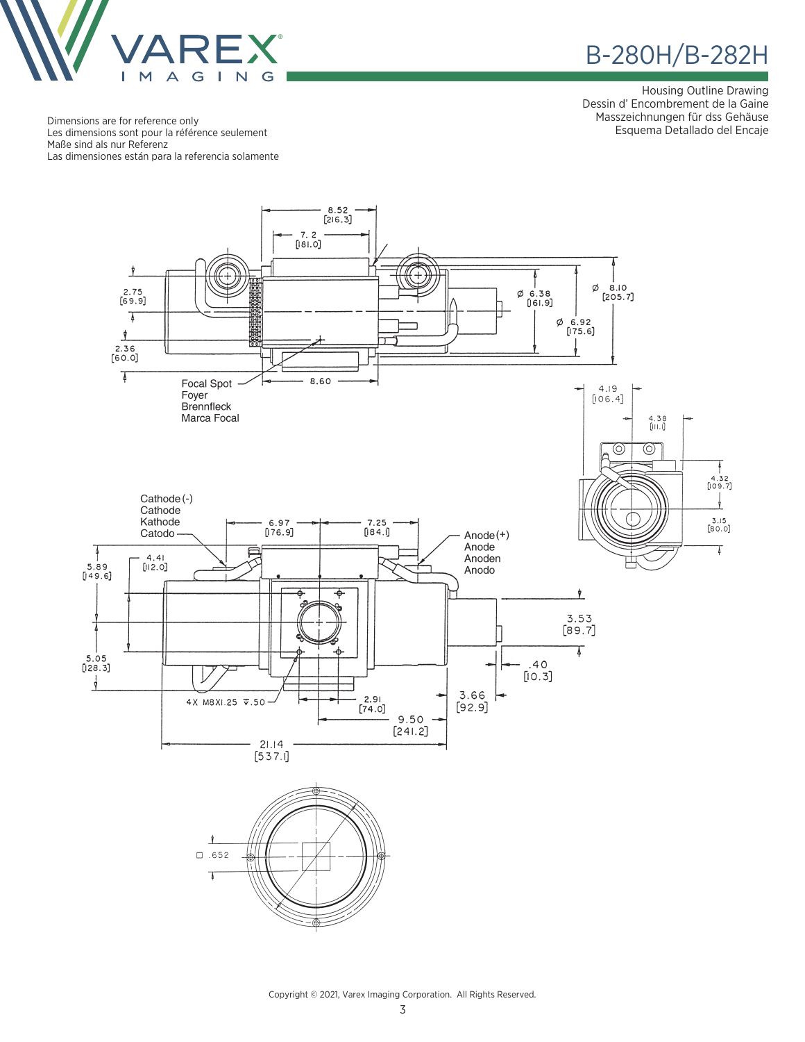# B-280H/B-282H

Housing Outline Drawing
Dessin d' Encombrement de la Gaine
Masszeichnungen für dss Gehäuse
Esquema Detallado del Encaje

Dimensions are for reference only
Les dimensions sont pour la référence seulement
Maße sind als nur Referenz
Las dimensiones están para la referencia solamente

8.52
[216.3]

7.2
[181.0]

2.75
[69.9]

2.36
[60.0]

Ø 6.38
[161.9]

Ø 8.10
[205.7]

Ø 6.92
[175.6]

8.60

Focal Spot
Foyer
Brennfleck
Marca Focal

4.19
[106.4]

4.38
[111.1]

4.32
[109.7]

3.15
[80.0]

Cathode (-)
Cathode
Kathode
Catodo

6.97
[176.9]

7.25
[184.1]

Anode (+)
Anode
Anoden
Anodo

5.89
[149.6]

4.41
[112.0]

5.05
[128.3]

3.53
[89.7]

.40
[10.3]

4X M8X1.25 ⊽.50

2.91
[74.0]

3.66
[92.9]

9.50
[241.2]

21.14
[537.1]

□ .652

Copyright © 2021, Varex Imaging Corporation. All Rights Reserved.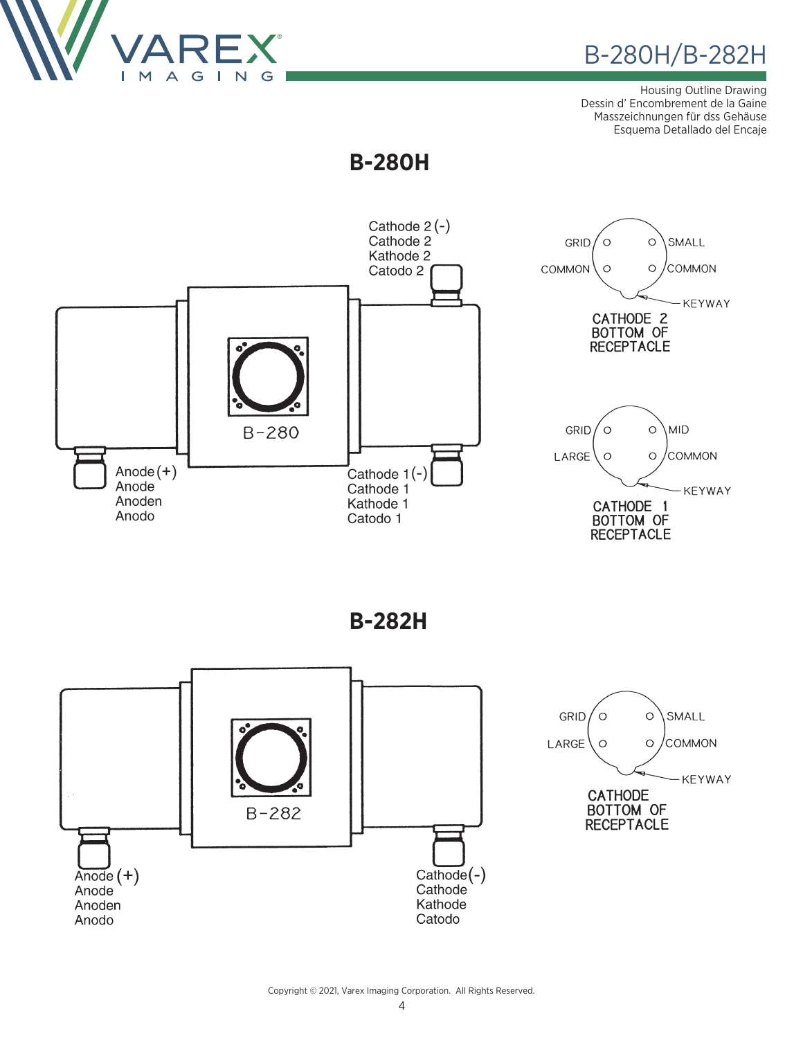Housing Outline Drawing
Dessin d' Encombrement de la Gaine
Masszeichnungen für dss Gehäuse
Esquema Detallado del Encaje

## B-280H

Cathode 2 (-)
Cathode 2
Kathode 2
Catodo 2

B-280

Anode (+)
Anode
Anoden
Anodo

Cathode 1 (-)
Cathode 1
Kathode 1
Catodo 1

GRID
SMALL
COMMON
COMMON
KEYWAY

CATHODE 2
BOTTOM OF
RECEPTACLE

GRID
MID
LARGE
COMMON
KEYWAY

CATHODE 1
BOTTOM OF
RECEPTACLE

## B-282H

B-282

Anode (+)
Anode
Anoden
Anodo

Cathode (-)
Cathode
Kathode
Catodo

GRID
SMALL
LARGE
COMMON
KEYWAY

CATHODE
BOTTOM OF
RECEPTACLE

Copyright © 2021, Varex Imaging Corporation. All Rights Reserved.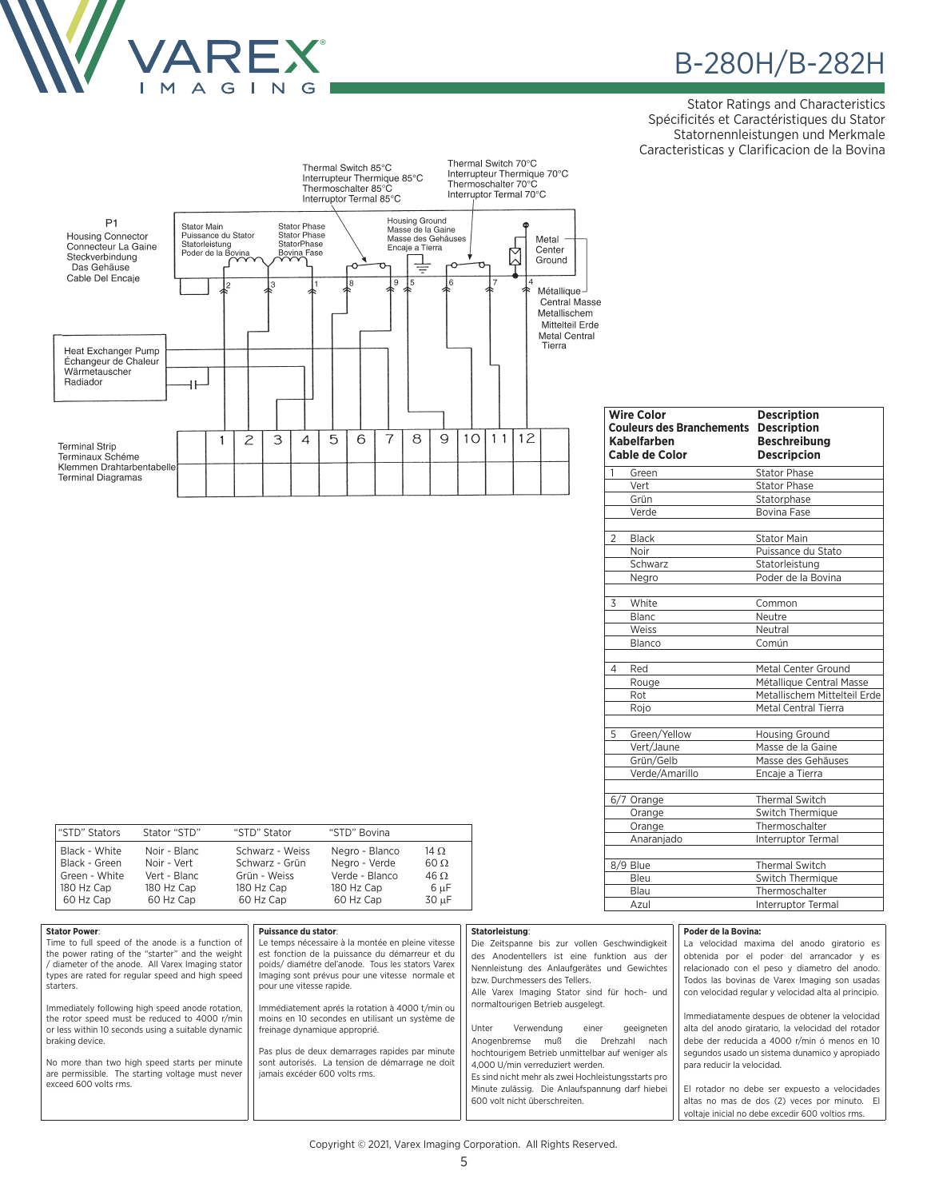# B-280H/B-282H

Stator Ratings and Characteristics
Spécificités et Caractéristiques du Stator
Statornennleistungen und Merkmale
Caracteristicas y Clarificacion de la Bovina

Thermal Switch 85°C
Interrupteur Thermique 85°C
Thermoschalter 85°C
Interruptor Termal 85°C

Thermal Switch 70°C
Interrupteur Thermique 70°C
Thermoschalter 70°C
Interruptor Termal 70°C

P1
Housing Connector
Connecteur La Gaine
Steckverbindung
Das Gehäuse
Cable Del Encaje

Stator Main
Puissance du Stator
Statorleistung
Poder de la Bovina

Stator Phase
Stator Phase
StatorPhase
Bovina Fase

Housing Ground
Masse de la Gaine
Masse des Gehäuses
Encaje a Tierra

Metal
Center
Ground

Métallique
Central Masse
Metallischem
Mittelteil Erde
Metal Central
Tierra

Heat Exchanger Pump
Echangeur de Chaleur
Wärmetauscher
Radiador

Terminal Strip
Terminaux Schéme
Klemmen Drahtarbentabelle
Terminal Diagramas

1 2 3 4 5 6 7 8 9 10 11 12

| Wire Color / Couleurs des Branchements / Kabelfarben / Cable de Color | | Description / Description / Beschreibung / Descripcion |
|---|---|---|
| 1 | Green | Stator Phase |
| | Vert | Stator Phase |
| | Grün | Statorphase |
| | Verde | Bovina Fase |
| 2 | Black | Stator Main |
| | Noir | Puissance du Stato |
| | Schwarz | Statorleistung |
| | Negro | Poder de la Bovina |
| 3 | White | Common |
| | Blanc | Neutre |
| | Weiss | Neutral |
| | Blanco | Común |
| 4 | Red | Metal Center Ground |
| | Rouge | Métallique Central Masse |
| | Rot | Metallischem Mittelteil Erde |
| | Rojo | Metal Central Tierra |
| 5 | Green/Yellow | Housing Ground |
| | Vert/Jaune | Masse de la Gaine |
| | Grün/Gelb | Masse des Gehäuses |
| | Verde/Amarillo | Encaje a Tierra |
| 6/7 | Orange | Thermal Switch |
| | Orange | Switch Thermique |
| | Orange | Thermoschalter |
| | Anaranjado | Interruptor Termal |
| 8/9 | Blue | Thermal Switch |
| | Bleu | Switch Thermique |
| | Blau | Thermoschalter |
| | Azul | Interruptor Termal |

| "STD" Stators | Stator "STD" | "STD" Stator | "STD" Bovina | |
|---|---|---|---|---|
| Black - White | Noir - Blanc | Schwarz - Weiss | Negro - Blanco | 14 Ω |
| Black - Green | Noir - Vert | Schwarz - Grün | Negro - Verde | 60 Ω |
| Green - White | Vert - Blanc | Grün - Weiss | Verde - Blanco | 46 Ω |
| 180 Hz Cap | 180 Hz Cap | 180 Hz Cap | 180 Hz Cap | 6 µF |
| 60 Hz Cap | 60 Hz Cap | 60 Hz Cap | 60 Hz Cap | 30 µF |

**Stator Power**:
Time to full speed of the anode is a function of the power rating of the "starter" and the weight / diameter of the anode. All Varex Imaging stator types are rated for regular speed and high speed starters.

Immediately following high speed anode rotation, the rotor speed must be reduced to 4000 r/min or less within 10 seconds using a suitable dynamic braking device.

No more than two high speed starts per minute are permissible. The starting voltage must never exceed 600 volts rms.

**Puissance du stator**:
Le temps nécessaire à la montée en pleine vitesse est fonction de la puissance du démarreur et du poids/ diamétre del'anode. Tous les stators Varex Imaging sont prévus pour une vitesse normale et pour une vitesse rapide.

Immédiatement aprés la rotation à 4000 t/min ou moins en 10 secondes en utilisant un système de freinage dynamique approprié.

Pas plus de deux demarrages rapides par minute sont autorisés. La tension de démarrage ne doit jamais excéder 600 volts rms.

**Statorleistung**:
Die Zeitspanne bis zur vollen Geschwindigkeit des Anodentellers ist eine funktion aus der Nennleistung des Anlaufgerätes und Gewichtes bzw. Durchmessers des Tellers.
Alle Varex Imaging Stator sind für hoch- und normaltourigen Betrieb ausgelegt.

Unter Verwendung einer geeigneten Anogenbremse muß die Drehzahl nach hochtourigem Betrieb unmittelbar auf weniger als 4,000 U/min verreduziert werden.
Es sind nicht mehr als zwei Hochleistungsstarts pro Minute zulässig. Die Anlaufspannung darf hiebei 600 volt nicht überschreiten.

**Poder de la Bovina:**
La velocidad maxima del anodo giratorio es obtenida por el poder del arrancador y es relacionado con el peso y diametro del anodo. Todos las bovinas de Varex Imaging son usadas con velocidad regular y velocidad alta al principio.

Immediatamente despues de obtener la velocidad alta del anodo giratario, la velocidad del rotador debe der reducida a 4000 r/min ó menos en 10 segundos usado un sistema dunamico y apropiado para reducir la velocidad.

El rotador no debe ser expuesto a velocidades altas no mas de dos (2) veces por minuto. El voltaje inicial no debe excedir 600 voltios rms.

Copyright © 2021, Varex Imaging Corporation. All Rights Reserved.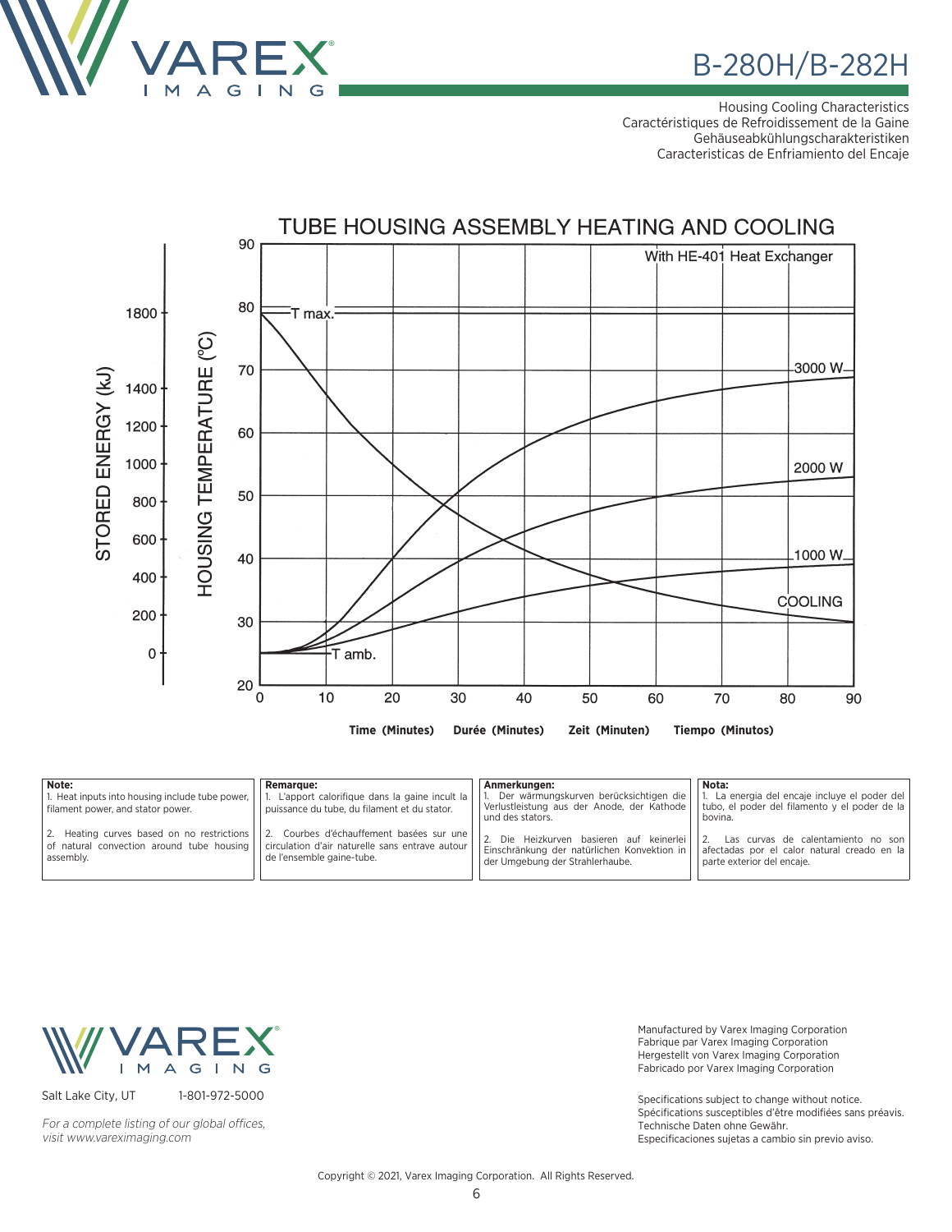# B-280H/B-282H

Housing Cooling Characteristics
Caractéristiques de Refroidissement de la Gaine
Gehäuseabkühlungscharakteristiken
Caracteristicas de Enfriamiento del Encaje

TUBE HOUSING ASSEMBLY HEATING AND COOLING

With HE-401 Heat Exchanger

STORED ENERGY (kJ)

1800
1400
1200
1000
800
600
400
200
0

HOUSING TEMPERATURE (ºC)

90
80
70
60
50
40
30
20

T max.
3000 W
2000 W
1000 W
COOLING
T amb.

0 10 20 30 40 50 60 70 80 90

Time (Minutes) Durée (Minutes) Zeit (Minuten) Tiempo (Minutos)

**Note:**
1. Heat inputs into housing include tube power, filament power, and stator power.

2. Heating curves based on no restrictions of natural convection around tube housing assembly.

**Remarque:**
1. L'apport calorifique dans la gaine incult la puissance du tube, du filament et du stator.

2. Courbes d'échauffement basées sur une circulation d'air naturelle sans entrave autour de l'ensemble gaine-tube.

**Anmerkungen:**
1. Der wärmungskurven berücksichtigen die Verlustleistung aus der Anode, der Kathode und des stators.

2. Die Heizkurven basieren auf keinerlei Einschränkung der natürlichen Konvektion in der Umgebung der Strahlerhaube.

**Nota:**
1. La energia del encaje incluye el poder del tubo, el poder del filamento y el poder de la bovina.

2. Las curvas de calentamiento no son afectadas por el calor natural creado en la parte exterior del encaje.

Salt Lake City, UT 1-801-972-5000

*For a complete listing of our global offices, visit www.vareximaging.com*

Manufactured by Varex Imaging Corporation
Fabrique par Varex Imaging Corporation
Hergestellt von Varex Imaging Corporation
Fabricado por Varex Imaging Corporation

Specifications subject to change without notice.
Spécifications susceptibles d'être modifiées sans préavis.
Technische Daten ohne Gewähr.
Especificaciones sujetas a cambio sin previo aviso.

Copyright © 2021, Varex Imaging Corporation. All Rights Reserved.